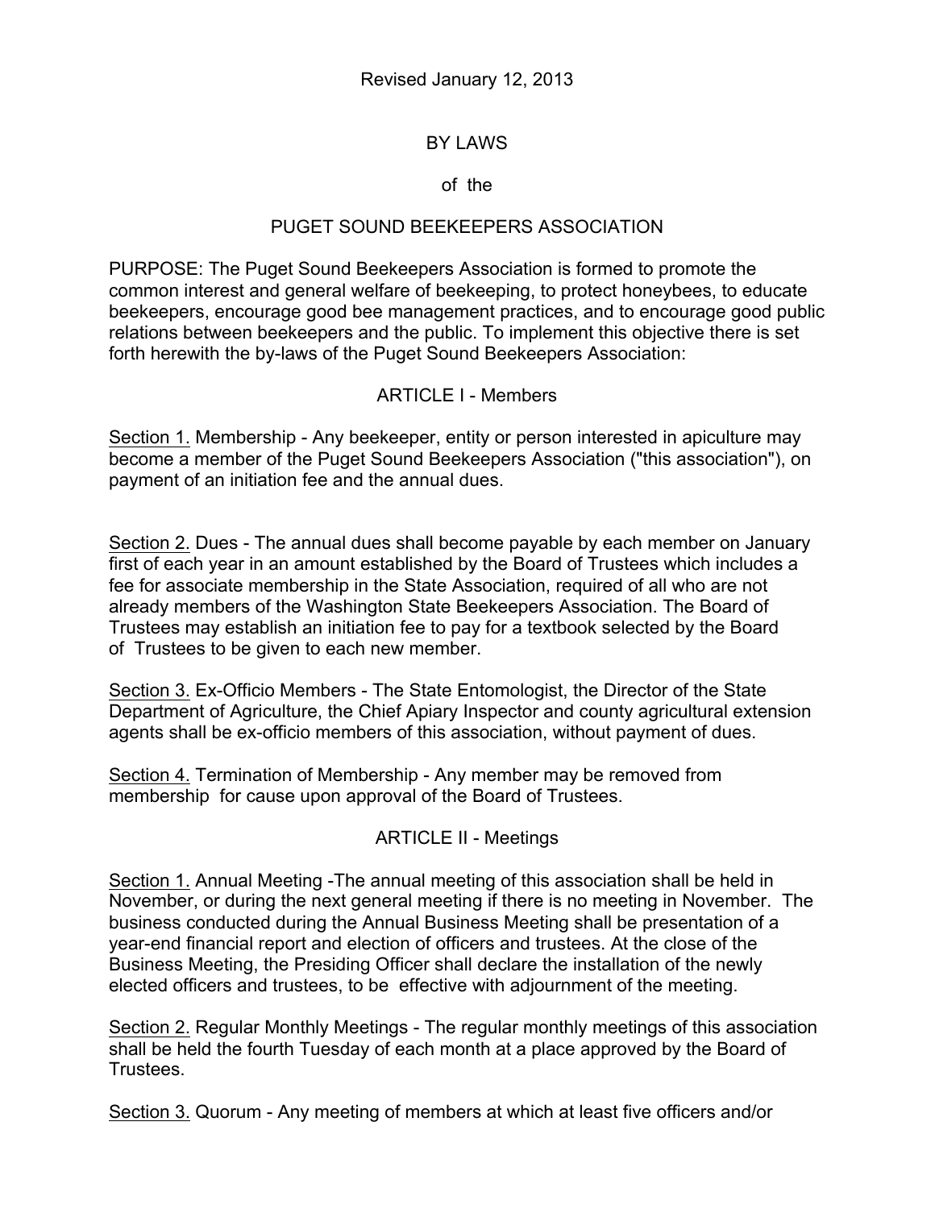Revised January 12, 2013

# BY LAWS

## of the

# PUGET SOUND BEEKEEPERS ASSOCIATION

PURPOSE: The Puget Sound Beekeepers Association is formed to promote the common interest and general welfare of beekeeping, to protect honeybees, to educate beekeepers, encourage good bee management practices, and to encourage good public relations between beekeepers and the public. To implement this objective there is set forth herewith the by-laws of the Puget Sound Beekeepers Association:

## ARTICLE I - Members

Section 1. Membership - Any beekeeper, entity or person interested in apiculture may become a member of the Puget Sound Beekeepers Association ("this association"), on payment of an initiation fee and the annual dues.

Section 2. Dues - The annual dues shall become payable by each member on January first of each year in an amount established by the Board of Trustees which includes a fee for associate membership in the State Association, required of all who are not already members of the Washington State Beekeepers Association. The Board of Trustees may establish an initiation fee to pay for a textbook selected by the Board of Trustees to be given to each new member.

Section 3. Ex-Officio Members - The State Entomologist, the Director of the State Department of Agriculture, the Chief Apiary Inspector and county agricultural extension agents shall be ex-officio members of this association, without payment of dues.

Section 4. Termination of Membership - Any member may be removed from membership for cause upon approval of the Board of Trustees.

## ARTICLE II - Meetings

Section 1. Annual Meeting -The annual meeting of this association shall be held in November, or during the next general meeting if there is no meeting in November. The business conducted during the Annual Business Meeting shall be presentation of a year-end financial report and election of officers and trustees. At the close of the Business Meeting, the Presiding Officer shall declare the installation of the newly elected officers and trustees, to be effective with adjournment of the meeting.

Section 2. Regular Monthly Meetings - The regular monthly meetings of this association shall be held the fourth Tuesday of each month at a place approved by the Board of Trustees.

Section 3. Quorum - Any meeting of members at which at least five officers and/or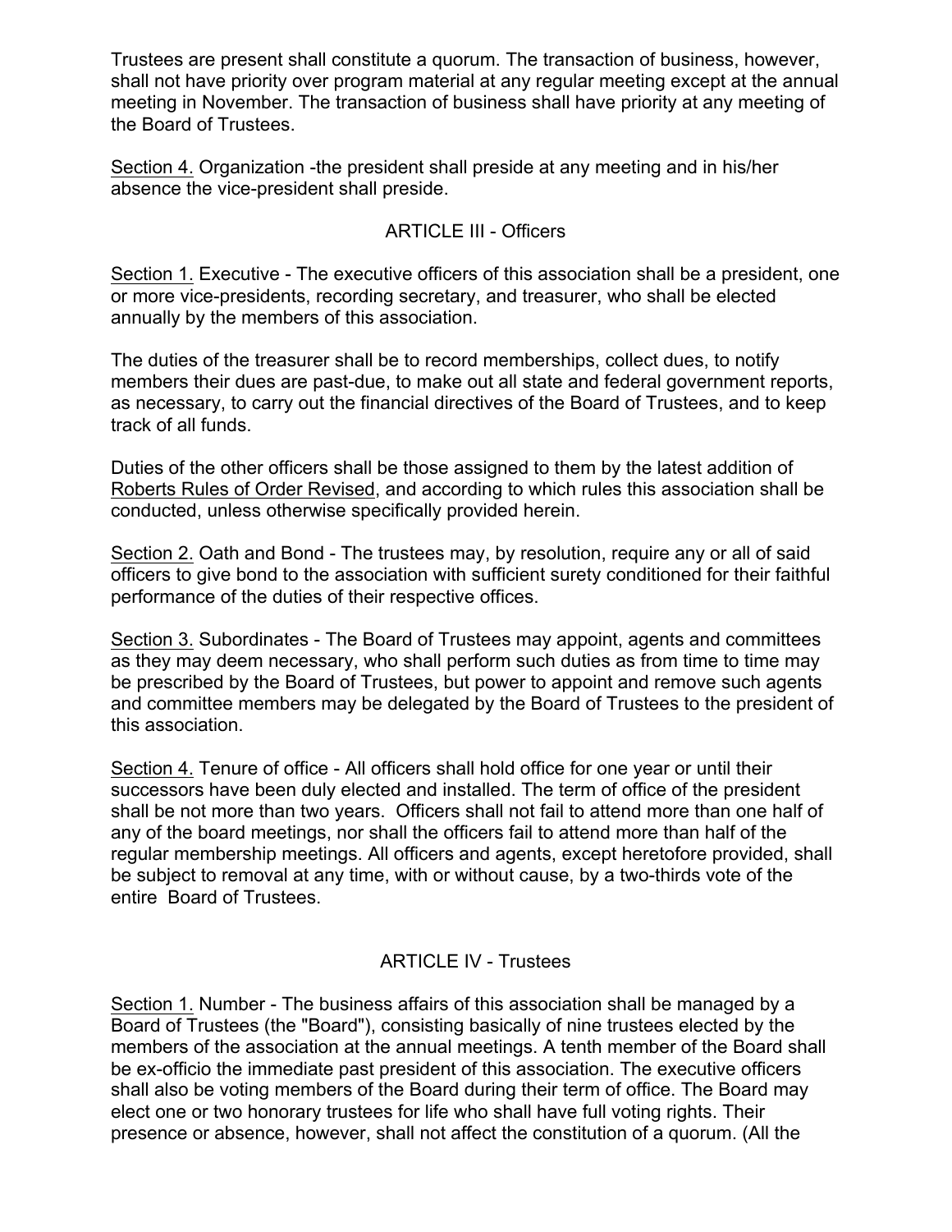Trustees are present shall constitute a quorum. The transaction of business, however, shall not have priority over program material at any regular meeting except at the annual meeting in November. The transaction of business shall have priority at any meeting of the Board of Trustees.

Section 4. Organization -the president shall preside at any meeting and in his/her absence the vice-president shall preside.

## ARTICLE III - Officers

Section 1. Executive - The executive officers of this association shall be a president, one or more vice-presidents, recording secretary, and treasurer, who shall be elected annually by the members of this association.

The duties of the treasurer shall be to record memberships, collect dues, to notify members their dues are past-due, to make out all state and federal government reports, as necessary, to carry out the financial directives of the Board of Trustees, and to keep track of all funds.

Duties of the other officers shall be those assigned to them by the latest addition of Roberts Rules of Order Revised, and according to which rules this association shall be conducted, unless otherwise specifically provided herein.

Section 2. Oath and Bond - The trustees may, by resolution, require any or all of said officers to give bond to the association with sufficient surety conditioned for their faithful performance of the duties of their respective offices.

Section 3. Subordinates - The Board of Trustees may appoint, agents and committees as they may deem necessary, who shall perform such duties as from time to time may be prescribed by the Board of Trustees, but power to appoint and remove such agents and committee members may be delegated by the Board of Trustees to the president of this association.

Section 4. Tenure of office - All officers shall hold office for one year or until their successors have been duly elected and installed. The term of office of the president shall be not more than two years. Officers shall not fail to attend more than one half of any of the board meetings, nor shall the officers fail to attend more than half of the regular membership meetings. All officers and agents, except heretofore provided, shall be subject to removal at any time, with or without cause, by a two-thirds vote of the entire Board of Trustees.

## ARTICLE IV - Trustees

Section 1. Number - The business affairs of this association shall be managed by a Board of Trustees (the "Board"), consisting basically of nine trustees elected by the members of the association at the annual meetings. A tenth member of the Board shall be ex-officio the immediate past president of this association. The executive officers shall also be voting members of the Board during their term of office. The Board may elect one or two honorary trustees for life who shall have full voting rights. Their presence or absence, however, shall not affect the constitution of a quorum. (All the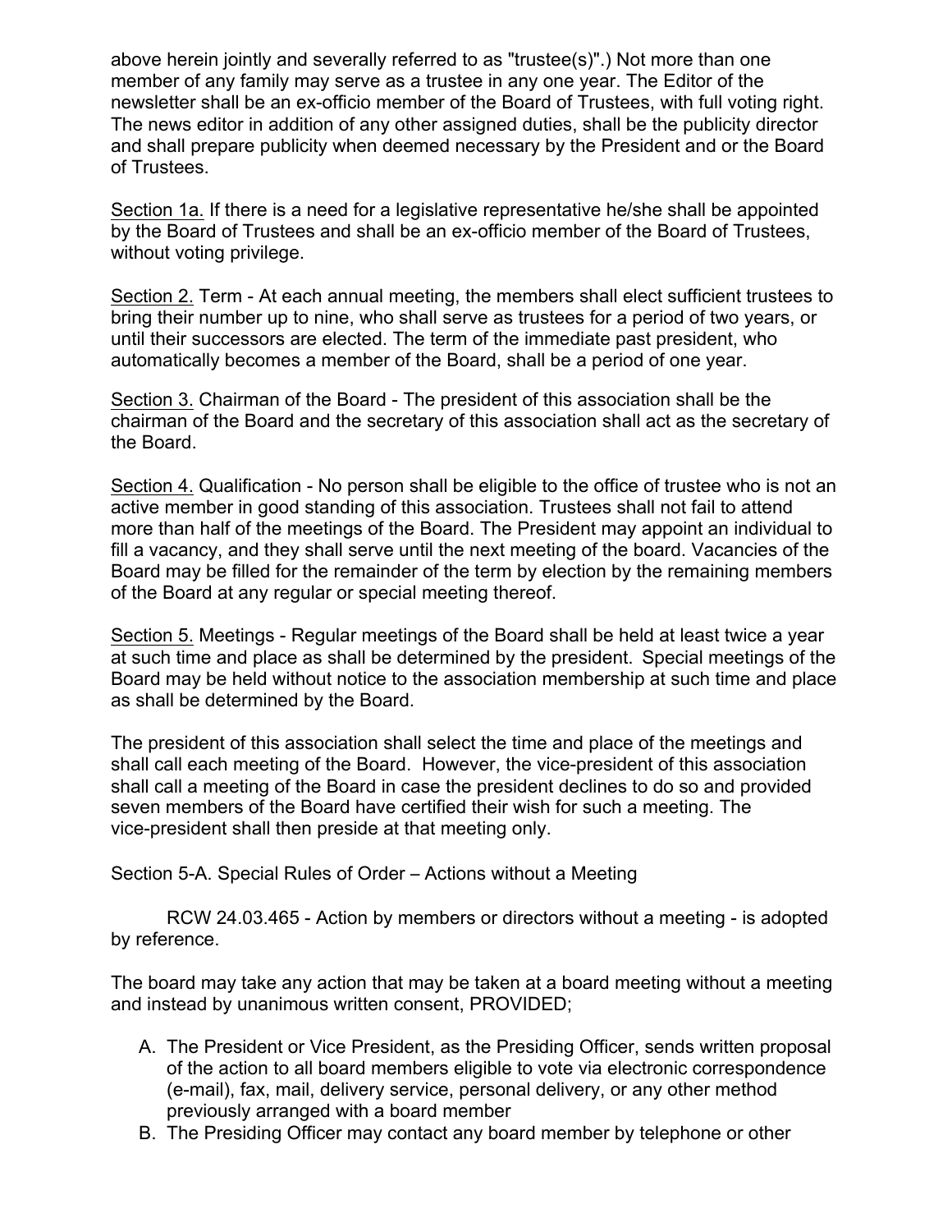above herein jointly and severally referred to as "trustee(s)".) Not more than one member of any family may serve as a trustee in any one year. The Editor of the newsletter shall be an ex-officio member of the Board of Trustees, with full voting right. The news editor in addition of any other assigned duties, shall be the publicity director and shall prepare publicity when deemed necessary by the President and or the Board of Trustees.

<u>Section 1a.</u> If there is a need for a legislative representative he/she shall be appointed by the Board of Trustees and shall be an ex-officio member of the Board of Trustees, without voting privilege.

<u>Section 2.</u> Term - At each annual meeting, the members shall elect sufficient trustees to bring their number up to nine, who shall serve as trustees for a period of two years, or until their successors are elected. The term of the immediate past president, who automatically becomes a member of the Board, shall be a period of one year.

<u>Section 3.</u> Chairman of the Board - The president of this association shall be the chairman of the Board and the secretary of this association shall act as the secretary of the Board.

<u>Section 4.</u> Qualification - No person shall be eligible to the office of trustee who is not an active member in good standing of this association. Trustees shall not fail to attend more than half of the meetings of the Board. The President may appoint an individual to fill a vacancy, and they shall serve until the next meeting of the board. Vacancies of the Board may be filled for the remainder of the term by election by the remaining members of the Board at any regular or special meeting thereof.

<u>Section 5.</u> Meetings - Regular meetings of the Board shall be held at least twice a year at such time and place as shall be determined by the president. Special meetings of the Board may be held without notice to the association membership at such time and place as shall be determined by the Board.

The president of this association shall select the time and place of the meetings and shall call each meeting of the Board. However, the vice-president of this association shall call a meeting of the Board in case the president declines to do so and provided seven members of the Board have certified their wish for such a meeting. The vice-president shall then preside at that meeting only.

Section 5-A. Special Rules of Order – Actions without a Meeting

RCW 24.03.465 - Action by members or directors without a meeting - is adopted by reference.

The board may take any action that may be taken at a board meeting without a meeting and instead by unanimous written consent, PROVIDED;

A. The President or Vice President, as the Presiding Officer, sends written proposal of the action to all board members eligible to vote via electronic correspondence (e-mail), fax, mail, delivery service, personal delivery, or any other method previously arranged with a board member
B. The Presiding Officer may contact any board member by telephone or other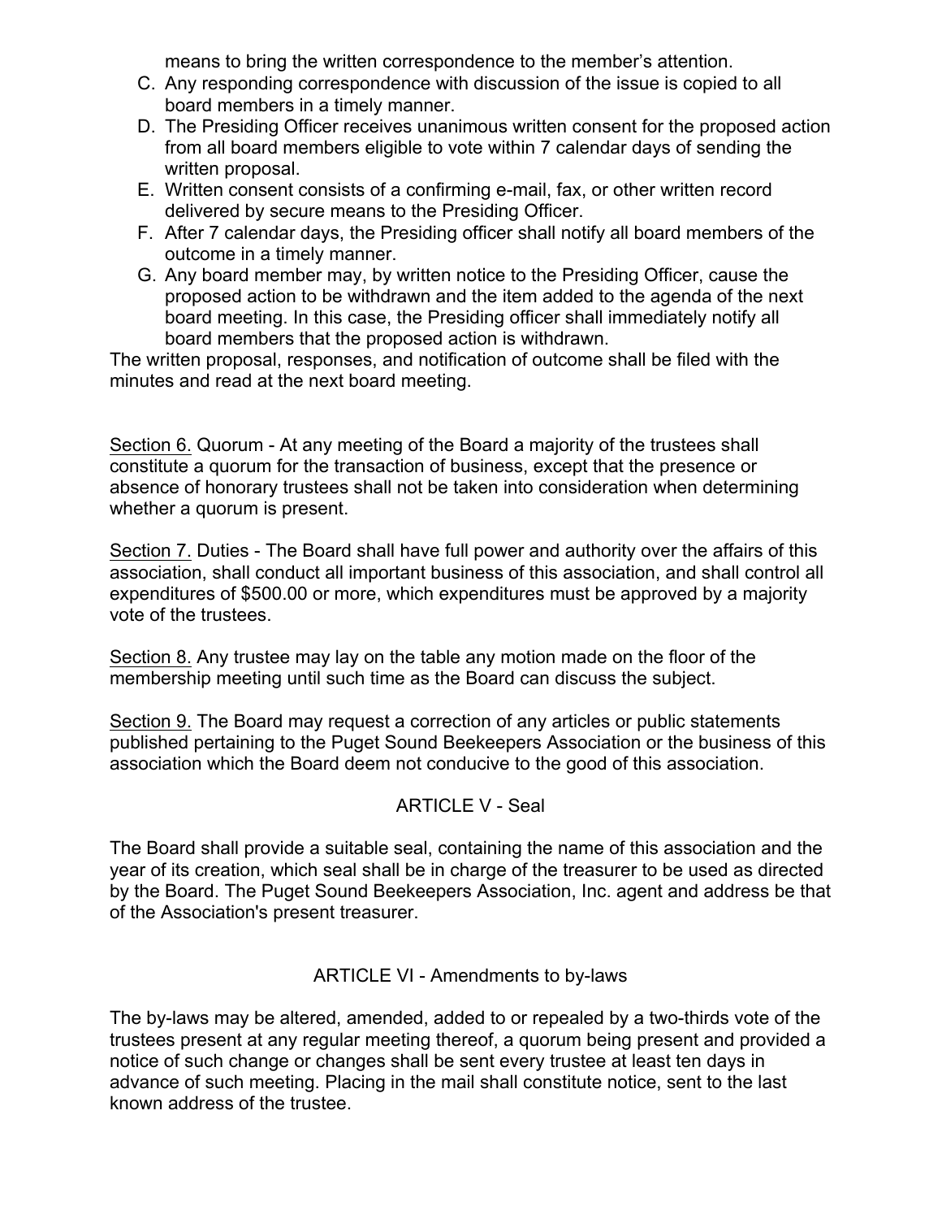means to bring the written correspondence to the member's attention.

C. Any responding correspondence with discussion of the issue is copied to all board members in a timely manner.
D. The Presiding Officer receives unanimous written consent for the proposed action from all board members eligible to vote within 7 calendar days of sending the written proposal.
E. Written consent consists of a confirming e-mail, fax, or other written record delivered by secure means to the Presiding Officer.
F. After 7 calendar days, the Presiding officer shall notify all board members of the outcome in a timely manner.
G. Any board member may, by written notice to the Presiding Officer, cause the proposed action to be withdrawn and the item added to the agenda of the next board meeting. In this case, the Presiding officer shall immediately notify all board members that the proposed action is withdrawn.

The written proposal, responses, and notification of outcome shall be filed with the minutes and read at the next board meeting.

Section 6. Quorum - At any meeting of the Board a majority of the trustees shall constitute a quorum for the transaction of business, except that the presence or absence of honorary trustees shall not be taken into consideration when determining whether a quorum is present.

Section 7. Duties - The Board shall have full power and authority over the affairs of this association, shall conduct all important business of this association, and shall control all expenditures of $500.00 or more, which expenditures must be approved by a majority vote of the trustees.

Section 8. Any trustee may lay on the table any motion made on the floor of the membership meeting until such time as the Board can discuss the subject.

Section 9. The Board may request a correction of any articles or public statements published pertaining to the Puget Sound Beekeepers Association or the business of this association which the Board deem not conducive to the good of this association.

## ARTICLE V - Seal

The Board shall provide a suitable seal, containing the name of this association and the year of its creation, which seal shall be in charge of the treasurer to be used as directed by the Board. The Puget Sound Beekeepers Association, Inc. agent and address be that of the Association's present treasurer.

## ARTICLE VI - Amendments to by-laws

The by-laws may be altered, amended, added to or repealed by a two-thirds vote of the trustees present at any regular meeting thereof, a quorum being present and provided a notice of such change or changes shall be sent every trustee at least ten days in advance of such meeting. Placing in the mail shall constitute notice, sent to the last known address of the trustee.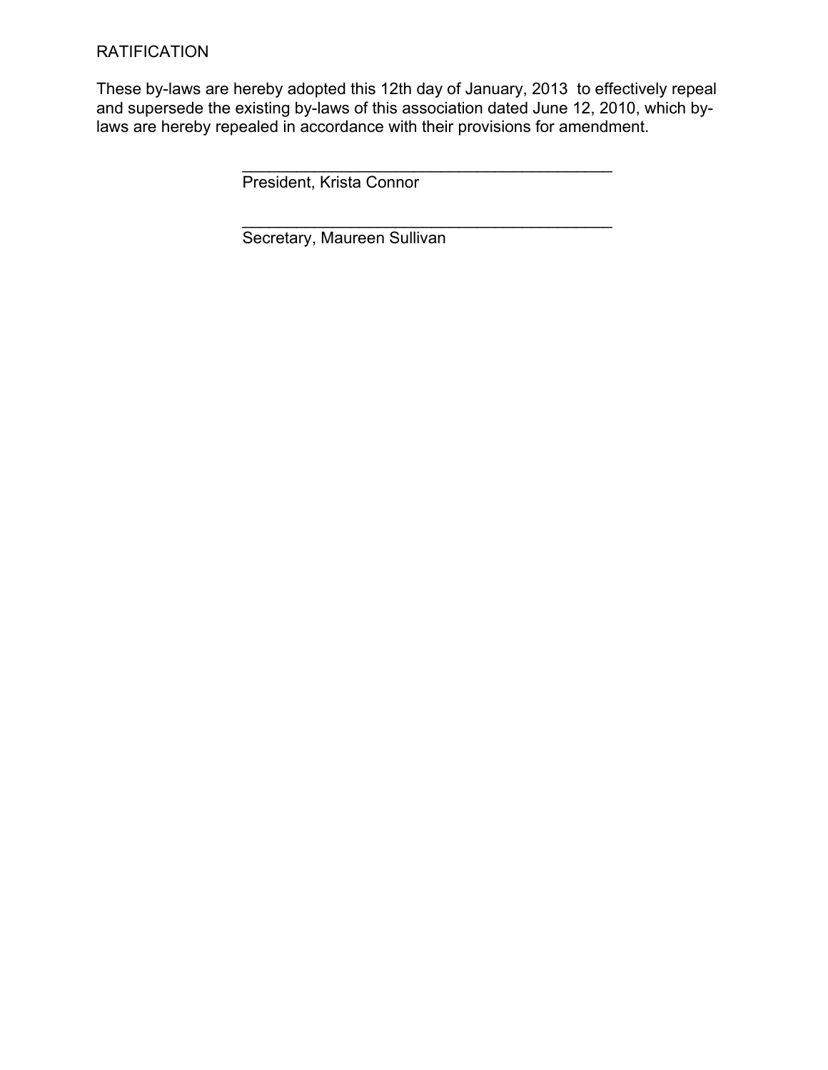RATIFICATION

These by-laws are hereby adopted this 12th day of January, 2013 to effectively repeal and supersede the existing by-laws of this association dated June 12, 2010, which by-laws are hereby repealed in accordance with their provisions for amendment.

\_\_\_\_\_\_\_\_\_\_\_\_\_\_\_\_\_\_\_\_\_\_\_\_\_\_\_\_\_\_\_\_\_\_\_\_\_\_\_\_\_\_\_\_

President, Krista Connor

\_\_\_\_\_\_\_\_\_\_\_\_\_\_\_\_\_\_\_\_\_\_\_\_\_\_\_\_\_\_\_\_\_\_\_\_\_\_\_\_\_\_\_\_

Secretary, Maureen Sullivan